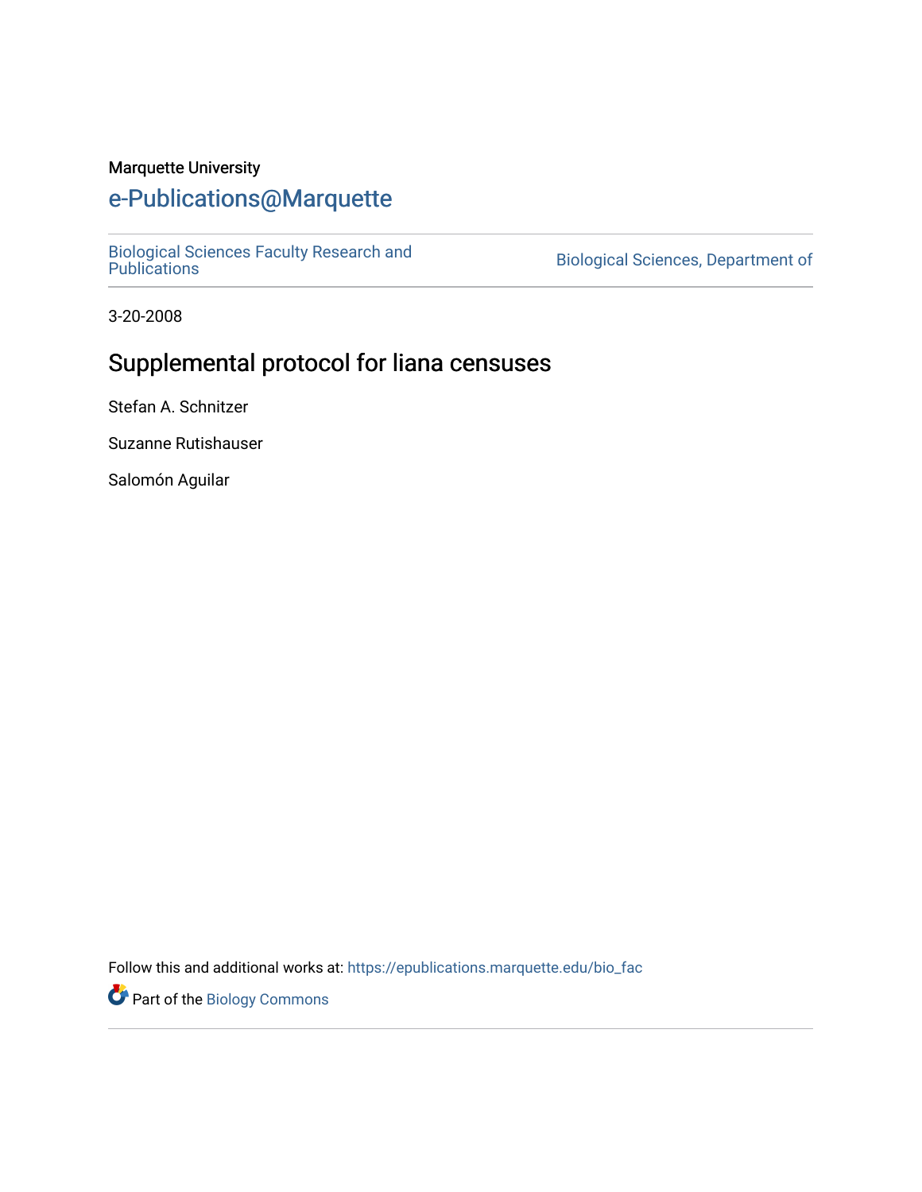Marquette University

# e-Publications@Marquette

Biological Sciences Faculty Research and Publications

Biological Sciences, Department of

3-20-2008

# Supplemental protocol for liana censuses

Stefan A. Schnitzer

Suzanne Rutishauser

Salomón Aguilar

Follow this and additional works at: https://epublications.marquette.edu/bio_fac

Part of the Biology Commons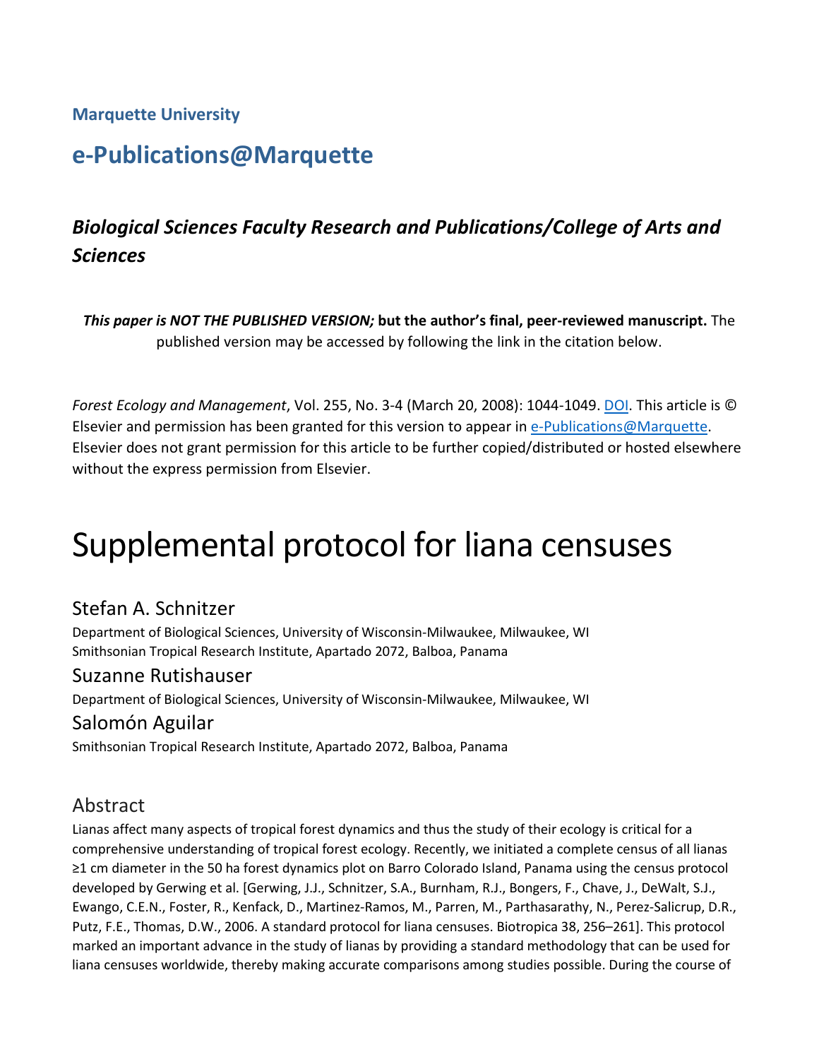Marquette University

# e-Publications@Marquette

## *Biological Sciences Faculty Research and Publications/College of Arts and Sciences*

***This paper is NOT THE PUBLISHED VERSION;* but the author's final, peer-reviewed manuscript.** The published version may be accessed by following the link in the citation below.

*Forest Ecology and Management*, Vol. 255, No. 3-4 (March 20, 2008): 1044-1049. DOI. This article is © Elsevier and permission has been granted for this version to appear in e-Publications@Marquette. Elsevier does not grant permission for this article to be further copied/distributed or hosted elsewhere without the express permission from Elsevier.

# Supplemental protocol for liana censuses

Stefan A. Schnitzer
Department of Biological Sciences, University of Wisconsin-Milwaukee, Milwaukee, WI
Smithsonian Tropical Research Institute, Apartado 2072, Balboa, Panama

Suzanne Rutishauser
Department of Biological Sciences, University of Wisconsin-Milwaukee, Milwaukee, WI

Salomón Aguilar
Smithsonian Tropical Research Institute, Apartado 2072, Balboa, Panama

## Abstract

Lianas affect many aspects of tropical forest dynamics and thus the study of their ecology is critical for a comprehensive understanding of tropical forest ecology. Recently, we initiated a complete census of all lianas ≥1 cm diameter in the 50 ha forest dynamics plot on Barro Colorado Island, Panama using the census protocol developed by Gerwing et al. [Gerwing, J.J., Schnitzer, S.A., Burnham, R.J., Bongers, F., Chave, J., DeWalt, S.J., Ewango, C.E.N., Foster, R., Kenfack, D., Martinez-Ramos, M., Parren, M., Parthasarathy, N., Perez-Salicrup, D.R., Putz, F.E., Thomas, D.W., 2006. A standard protocol for liana censuses. Biotropica 38, 256–261]. This protocol marked an important advance in the study of lianas by providing a standard methodology that can be used for liana censuses worldwide, thereby making accurate comparisons among studies possible. During the course of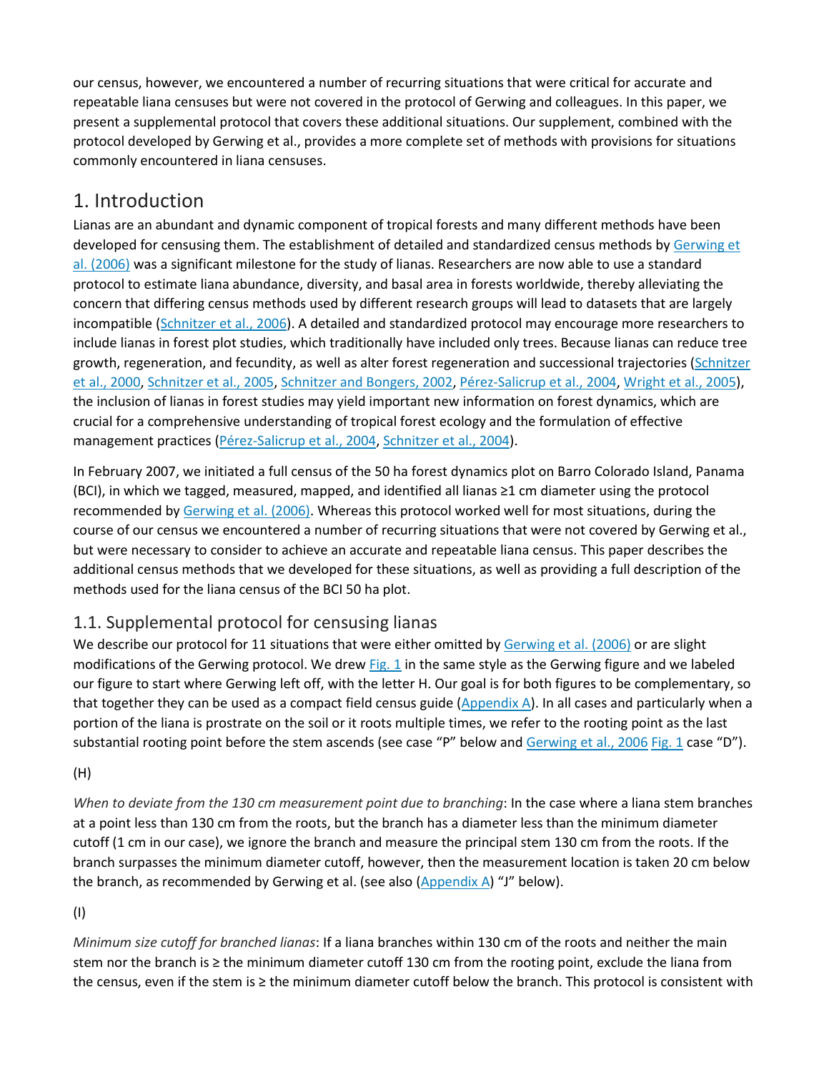our census, however, we encountered a number of recurring situations that were critical for accurate and repeatable liana censuses but were not covered in the protocol of Gerwing and colleagues. In this paper, we present a supplemental protocol that covers these additional situations. Our supplement, combined with the protocol developed by Gerwing et al., provides a more complete set of methods with provisions for situations commonly encountered in liana censuses.

# 1. Introduction

Lianas are an abundant and dynamic component of tropical forests and many different methods have been developed for censusing them. The establishment of detailed and standardized census methods by Gerwing et al. (2006) was a significant milestone for the study of lianas. Researchers are now able to use a standard protocol to estimate liana abundance, diversity, and basal area in forests worldwide, thereby alleviating the concern that differing census methods used by different research groups will lead to datasets that are largely incompatible (Schnitzer et al., 2006). A detailed and standardized protocol may encourage more researchers to include lianas in forest plot studies, which traditionally have included only trees. Because lianas can reduce tree growth, regeneration, and fecundity, as well as alter forest regeneration and successional trajectories (Schnitzer et al., 2000, Schnitzer et al., 2005, Schnitzer and Bongers, 2002, Pérez-Salicrup et al., 2004, Wright et al., 2005), the inclusion of lianas in forest studies may yield important new information on forest dynamics, which are crucial for a comprehensive understanding of tropical forest ecology and the formulation of effective management practices (Pérez-Salicrup et al., 2004, Schnitzer et al., 2004).

In February 2007, we initiated a full census of the 50 ha forest dynamics plot on Barro Colorado Island, Panama (BCI), in which we tagged, measured, mapped, and identified all lianas ≥1 cm diameter using the protocol recommended by Gerwing et al. (2006). Whereas this protocol worked well for most situations, during the course of our census we encountered a number of recurring situations that were not covered by Gerwing et al., but were necessary to consider to achieve an accurate and repeatable liana census. This paper describes the additional census methods that we developed for these situations, as well as providing a full description of the methods used for the liana census of the BCI 50 ha plot.

## 1.1. Supplemental protocol for censusing lianas

We describe our protocol for 11 situations that were either omitted by Gerwing et al. (2006) or are slight modifications of the Gerwing protocol. We drew Fig. 1 in the same style as the Gerwing figure and we labeled our figure to start where Gerwing left off, with the letter H. Our goal is for both figures to be complementary, so that together they can be used as a compact field census guide (Appendix A). In all cases and particularly when a portion of the liana is prostrate on the soil or it roots multiple times, we refer to the rooting point as the last substantial rooting point before the stem ascends (see case "P" below and Gerwing et al., 2006 Fig. 1 case "D").

(H)

*When to deviate from the 130 cm measurement point due to branching*: In the case where a liana stem branches at a point less than 130 cm from the roots, but the branch has a diameter less than the minimum diameter cutoff (1 cm in our case), we ignore the branch and measure the principal stem 130 cm from the roots. If the branch surpasses the minimum diameter cutoff, however, then the measurement location is taken 20 cm below the branch, as recommended by Gerwing et al. (see also (Appendix A) "J" below).

(I)

*Minimum size cutoff for branched lianas*: If a liana branches within 130 cm of the roots and neither the main stem nor the branch is ≥ the minimum diameter cutoff 130 cm from the rooting point, exclude the liana from the census, even if the stem is ≥ the minimum diameter cutoff below the branch. This protocol is consistent with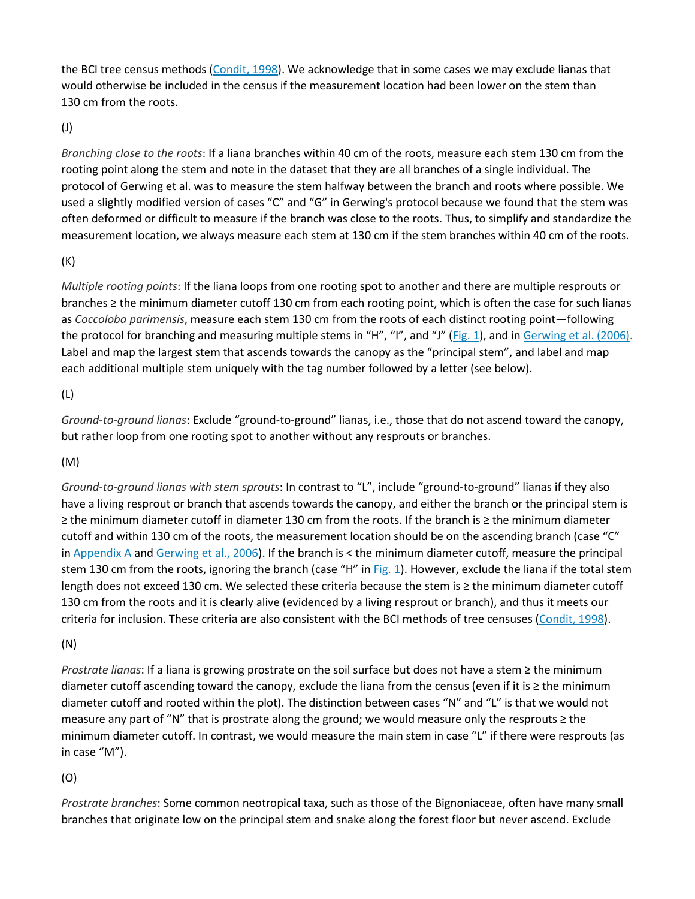the BCI tree census methods (Condit, 1998). We acknowledge that in some cases we may exclude lianas that would otherwise be included in the census if the measurement location had been lower on the stem than 130 cm from the roots.

(J)

*Branching close to the roots*: If a liana branches within 40 cm of the roots, measure each stem 130 cm from the rooting point along the stem and note in the dataset that they are all branches of a single individual. The protocol of Gerwing et al. was to measure the stem halfway between the branch and roots where possible. We used a slightly modified version of cases "C" and "G" in Gerwing's protocol because we found that the stem was often deformed or difficult to measure if the branch was close to the roots. Thus, to simplify and standardize the measurement location, we always measure each stem at 130 cm if the stem branches within 40 cm of the roots.

(K)

*Multiple rooting points*: If the liana loops from one rooting spot to another and there are multiple resprouts or branches ≥ the minimum diameter cutoff 130 cm from each rooting point, which is often the case for such lianas as *Coccoloba parimensis*, measure each stem 130 cm from the roots of each distinct rooting point—following the protocol for branching and measuring multiple stems in "H", "I", and "J" (Fig. 1), and in Gerwing et al. (2006). Label and map the largest stem that ascends towards the canopy as the "principal stem", and label and map each additional multiple stem uniquely with the tag number followed by a letter (see below).

(L)

*Ground-to-ground lianas*: Exclude "ground-to-ground" lianas, i.e., those that do not ascend toward the canopy, but rather loop from one rooting spot to another without any resprouts or branches.

(M)

*Ground-to-ground lianas with stem sprouts*: In contrast to "L", include "ground-to-ground" lianas if they also have a living resprout or branch that ascends towards the canopy, and either the branch or the principal stem is ≥ the minimum diameter cutoff in diameter 130 cm from the roots. If the branch is ≥ the minimum diameter cutoff and within 130 cm of the roots, the measurement location should be on the ascending branch (case "C" in Appendix A and Gerwing et al., 2006). If the branch is < the minimum diameter cutoff, measure the principal stem 130 cm from the roots, ignoring the branch (case "H" in Fig. 1). However, exclude the liana if the total stem length does not exceed 130 cm. We selected these criteria because the stem is ≥ the minimum diameter cutoff 130 cm from the roots and it is clearly alive (evidenced by a living resprout or branch), and thus it meets our criteria for inclusion. These criteria are also consistent with the BCI methods of tree censuses (Condit, 1998).

(N)

*Prostrate lianas*: If a liana is growing prostrate on the soil surface but does not have a stem ≥ the minimum diameter cutoff ascending toward the canopy, exclude the liana from the census (even if it is ≥ the minimum diameter cutoff and rooted within the plot). The distinction between cases "N" and "L" is that we would not measure any part of "N" that is prostrate along the ground; we would measure only the resprouts ≥ the minimum diameter cutoff. In contrast, we would measure the main stem in case "L" if there were resprouts (as in case "M").

(O)

*Prostrate branches*: Some common neotropical taxa, such as those of the Bignoniaceae, often have many small branches that originate low on the principal stem and snake along the forest floor but never ascend. Exclude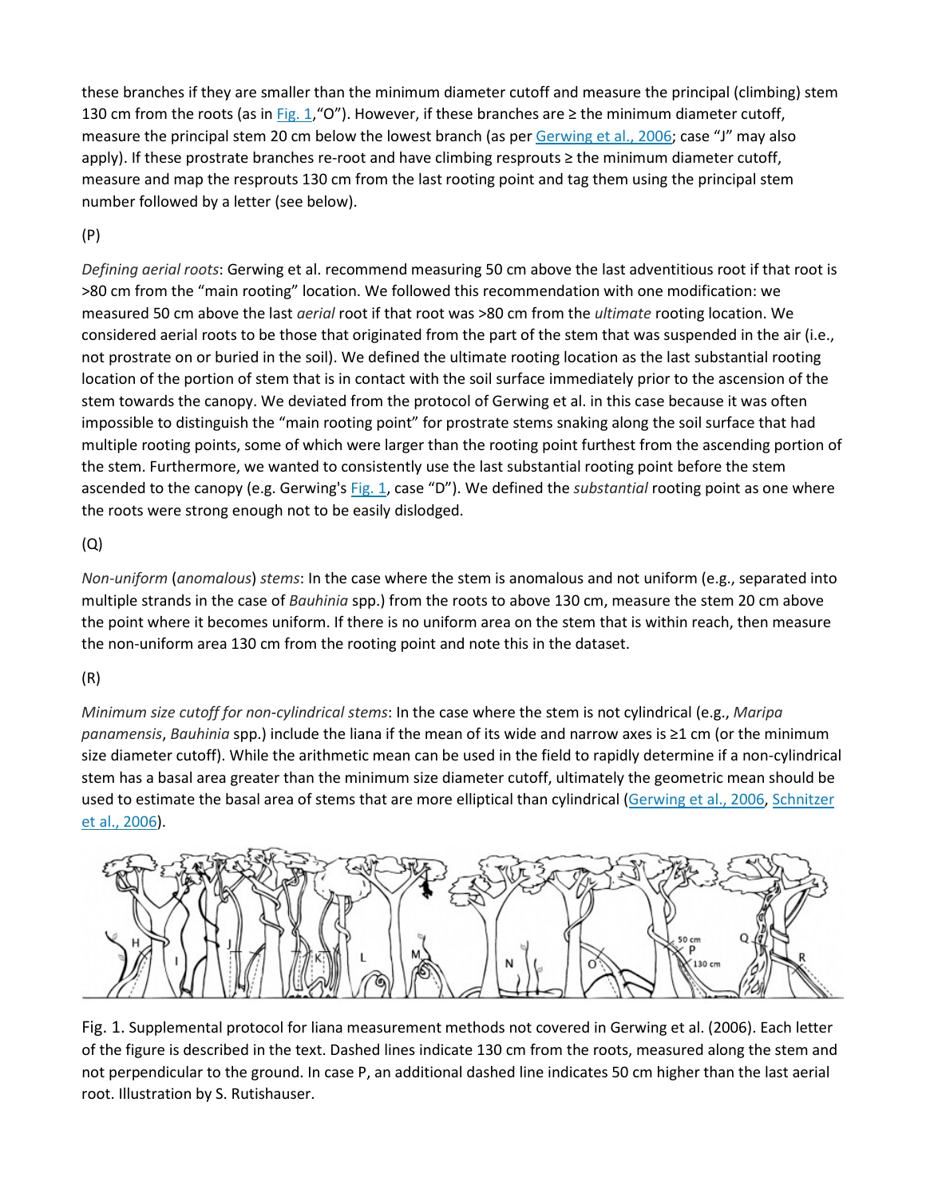these branches if they are smaller than the minimum diameter cutoff and measure the principal (climbing) stem 130 cm from the roots (as in Fig. 1,"O"). However, if these branches are ≥ the minimum diameter cutoff, measure the principal stem 20 cm below the lowest branch (as per Gerwing et al., 2006; case "J" may also apply). If these prostrate branches re-root and have climbing resprouts ≥ the minimum diameter cutoff, measure and map the resprouts 130 cm from the last rooting point and tag them using the principal stem number followed by a letter (see below).

(P)

*Defining aerial roots*: Gerwing et al. recommend measuring 50 cm above the last adventitious root if that root is >80 cm from the "main rooting" location. We followed this recommendation with one modification: we measured 50 cm above the last *aerial* root if that root was >80 cm from the *ultimate* rooting location. We considered aerial roots to be those that originated from the part of the stem that was suspended in the air (i.e., not prostrate on or buried in the soil). We defined the ultimate rooting location as the last substantial rooting location of the portion of stem that is in contact with the soil surface immediately prior to the ascension of the stem towards the canopy. We deviated from the protocol of Gerwing et al. in this case because it was often impossible to distinguish the "main rooting point" for prostrate stems snaking along the soil surface that had multiple rooting points, some of which were larger than the rooting point furthest from the ascending portion of the stem. Furthermore, we wanted to consistently use the last substantial rooting point before the stem ascended to the canopy (e.g. Gerwing's Fig. 1, case "D"). We defined the *substantial* rooting point as one where the roots were strong enough not to be easily dislodged.

(Q)

*Non-uniform* (*anomalous*) *stems*: In the case where the stem is anomalous and not uniform (e.g., separated into multiple strands in the case of *Bauhinia* spp.) from the roots to above 130 cm, measure the stem 20 cm above the point where it becomes uniform. If there is no uniform area on the stem that is within reach, then measure the non-uniform area 130 cm from the rooting point and note this in the dataset.

(R)

*Minimum size cutoff for non-cylindrical stems*: In the case where the stem is not cylindrical (e.g., *Maripa panamensis*, *Bauhinia* spp.) include the liana if the mean of its wide and narrow axes is ≥1 cm (or the minimum size diameter cutoff). While the arithmetic mean can be used in the field to rapidly determine if a non-cylindrical stem has a basal area greater than the minimum size diameter cutoff, ultimately the geometric mean should be used to estimate the basal area of stems that are more elliptical than cylindrical (Gerwing et al., 2006, Schnitzer et al., 2006).

Fig. 1. Supplemental protocol for liana measurement methods not covered in Gerwing et al. (2006). Each letter of the figure is described in the text. Dashed lines indicate 130 cm from the roots, measured along the stem and not perpendicular to the ground. In case P, an additional dashed line indicates 50 cm higher than the last aerial root. Illustration by S. Rutishauser.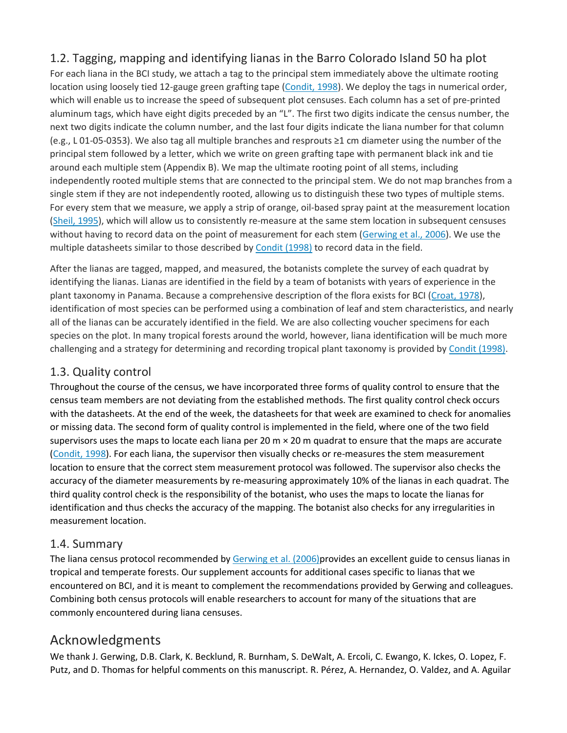## 1.2. Tagging, mapping and identifying lianas in the Barro Colorado Island 50 ha plot

For each liana in the BCI study, we attach a tag to the principal stem immediately above the ultimate rooting location using loosely tied 12-gauge green grafting tape (Condit, 1998). We deploy the tags in numerical order, which will enable us to increase the speed of subsequent plot censuses. Each column has a set of pre-printed aluminum tags, which have eight digits preceded by an "L". The first two digits indicate the census number, the next two digits indicate the column number, and the last four digits indicate the liana number for that column (e.g., L 01-05-0353). We also tag all multiple branches and resprouts ≥1 cm diameter using the number of the principal stem followed by a letter, which we write on green grafting tape with permanent black ink and tie around each multiple stem (Appendix B). We map the ultimate rooting point of all stems, including independently rooted multiple stems that are connected to the principal stem. We do not map branches from a single stem if they are not independently rooted, allowing us to distinguish these two types of multiple stems. For every stem that we measure, we apply a strip of orange, oil-based spray paint at the measurement location (Sheil, 1995), which will allow us to consistently re-measure at the same stem location in subsequent censuses without having to record data on the point of measurement for each stem (Gerwing et al., 2006). We use the multiple datasheets similar to those described by Condit (1998) to record data in the field.

After the lianas are tagged, mapped, and measured, the botanists complete the survey of each quadrat by identifying the lianas. Lianas are identified in the field by a team of botanists with years of experience in the plant taxonomy in Panama. Because a comprehensive description of the flora exists for BCI (Croat, 1978), identification of most species can be performed using a combination of leaf and stem characteristics, and nearly all of the lianas can be accurately identified in the field. We are also collecting voucher specimens for each species on the plot. In many tropical forests around the world, however, liana identification will be much more challenging and a strategy for determining and recording tropical plant taxonomy is provided by Condit (1998).

## 1.3. Quality control

Throughout the course of the census, we have incorporated three forms of quality control to ensure that the census team members are not deviating from the established methods. The first quality control check occurs with the datasheets. At the end of the week, the datasheets for that week are examined to check for anomalies or missing data. The second form of quality control is implemented in the field, where one of the two field supervisors uses the maps to locate each liana per 20 m × 20 m quadrat to ensure that the maps are accurate (Condit, 1998). For each liana, the supervisor then visually checks or re-measures the stem measurement location to ensure that the correct stem measurement protocol was followed. The supervisor also checks the accuracy of the diameter measurements by re-measuring approximately 10% of the lianas in each quadrat. The third quality control check is the responsibility of the botanist, who uses the maps to locate the lianas for identification and thus checks the accuracy of the mapping. The botanist also checks for any irregularities in measurement location.

## 1.4. Summary

The liana census protocol recommended by Gerwing et al. (2006)provides an excellent guide to census lianas in tropical and temperate forests. Our supplement accounts for additional cases specific to lianas that we encountered on BCI, and it is meant to complement the recommendations provided by Gerwing and colleagues. Combining both census protocols will enable researchers to account for many of the situations that are commonly encountered during liana censuses.

# Acknowledgments

We thank J. Gerwing, D.B. Clark, K. Becklund, R. Burnham, S. DeWalt, A. Ercoli, C. Ewango, K. Ickes, O. Lopez, F. Putz, and D. Thomas for helpful comments on this manuscript. R. Pérez, A. Hernandez, O. Valdez, and A. Aguilar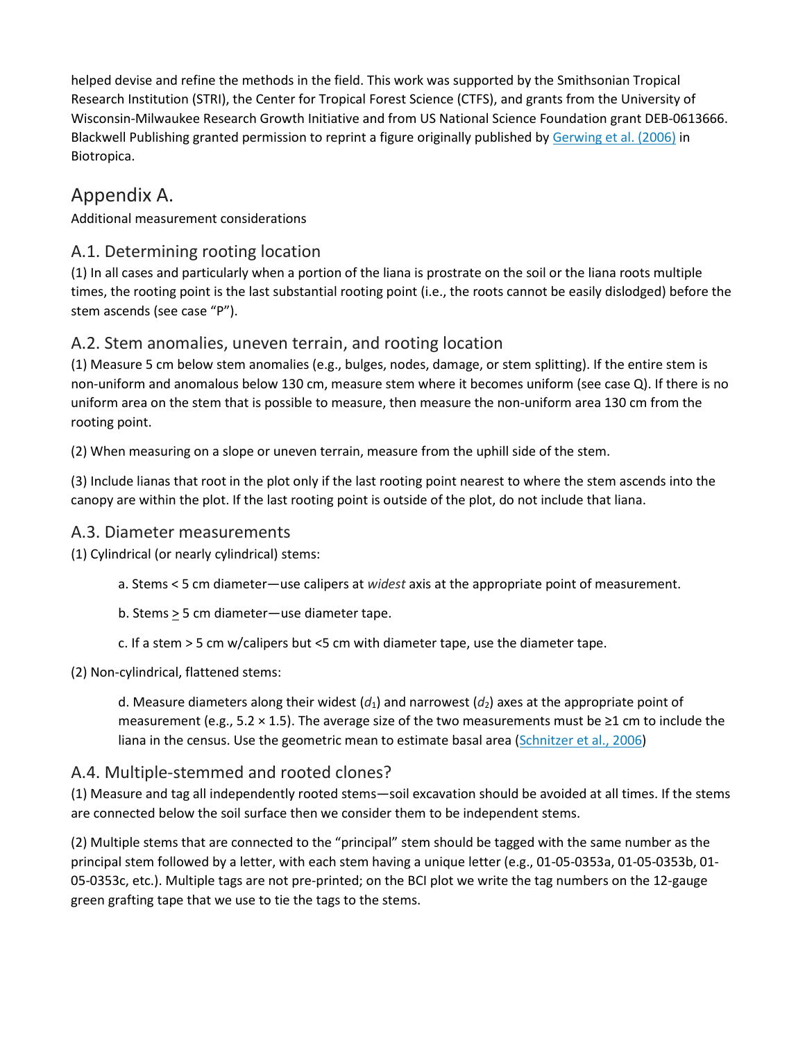helped devise and refine the methods in the field. This work was supported by the Smithsonian Tropical Research Institution (STRI), the Center for Tropical Forest Science (CTFS), and grants from the University of Wisconsin-Milwaukee Research Growth Initiative and from US National Science Foundation grant DEB-0613666. Blackwell Publishing granted permission to reprint a figure originally published by Gerwing et al. (2006) in Biotropica.

## Appendix A.

Additional measurement considerations

### A.1. Determining rooting location

(1) In all cases and particularly when a portion of the liana is prostrate on the soil or the liana roots multiple times, the rooting point is the last substantial rooting point (i.e., the roots cannot be easily dislodged) before the stem ascends (see case "P").

### A.2. Stem anomalies, uneven terrain, and rooting location

(1) Measure 5 cm below stem anomalies (e.g., bulges, nodes, damage, or stem splitting). If the entire stem is non-uniform and anomalous below 130 cm, measure stem where it becomes uniform (see case Q). If there is no uniform area on the stem that is possible to measure, then measure the non-uniform area 130 cm from the rooting point.

(2) When measuring on a slope or uneven terrain, measure from the uphill side of the stem.

(3) Include lianas that root in the plot only if the last rooting point nearest to where the stem ascends into the canopy are within the plot. If the last rooting point is outside of the plot, do not include that liana.

### A.3. Diameter measurements

(1) Cylindrical (or nearly cylindrical) stems:

> a. Stems < 5 cm diameter—use calipers at *widest* axis at the appropriate point of measurement.
>
> b. Stems ≥ 5 cm diameter—use diameter tape.
>
> c. If a stem > 5 cm w/calipers but <5 cm with diameter tape, use the diameter tape.

(2) Non-cylindrical, flattened stems:

> d. Measure diameters along their widest ($d_1$) and narrowest ($d_2$) axes at the appropriate point of measurement (e.g., 5.2 × 1.5). The average size of the two measurements must be ≥1 cm to include the liana in the census. Use the geometric mean to estimate basal area (Schnitzer et al., 2006)

### A.4. Multiple-stemmed and rooted clones?

(1) Measure and tag all independently rooted stems—soil excavation should be avoided at all times. If the stems are connected below the soil surface then we consider them to be independent stems.

(2) Multiple stems that are connected to the "principal" stem should be tagged with the same number as the principal stem followed by a letter, with each stem having a unique letter (e.g., 01-05-0353a, 01-05-0353b, 01-05-0353c, etc.). Multiple tags are not pre-printed; on the BCI plot we write the tag numbers on the 12-gauge green grafting tape that we use to tie the tags to the stems.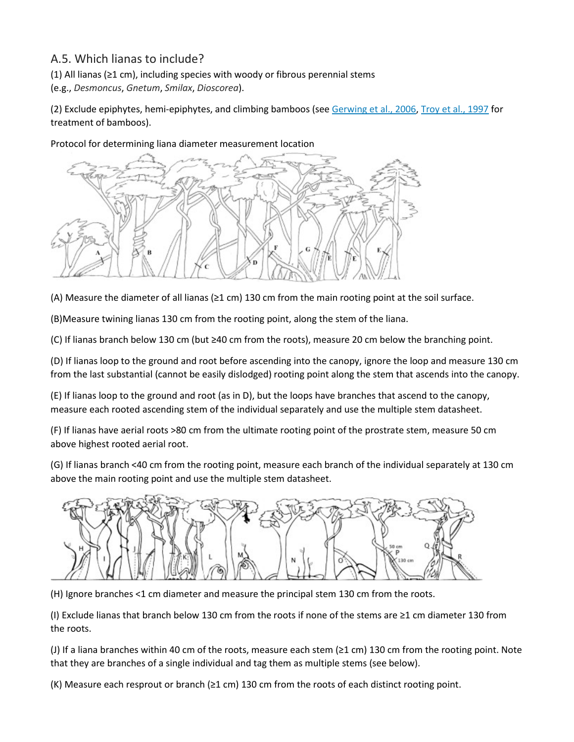## A.5. Which lianas to include?

(1) All lianas (≥1 cm), including species with woody or fibrous perennial stems (e.g., *Desmoncus*, *Gnetum*, *Smilax*, *Dioscorea*).

(2) Exclude epiphytes, hemi-epiphytes, and climbing bamboos (see Gerwing et al., 2006, Troy et al., 1997 for treatment of bamboos).

Protocol for determining liana diameter measurement location

(A) Measure the diameter of all lianas (≥1 cm) 130 cm from the main rooting point at the soil surface.

(B)Measure twining lianas 130 cm from the rooting point, along the stem of the liana.

(C) If lianas branch below 130 cm (but ≥40 cm from the roots), measure 20 cm below the branching point.

(D) If lianas loop to the ground and root before ascending into the canopy, ignore the loop and measure 130 cm from the last substantial (cannot be easily dislodged) rooting point along the stem that ascends into the canopy.

(E) If lianas loop to the ground and root (as in D), but the loops have branches that ascend to the canopy, measure each rooted ascending stem of the individual separately and use the multiple stem datasheet.

(F) If lianas have aerial roots >80 cm from the ultimate rooting point of the prostrate stem, measure 50 cm above highest rooted aerial root.

(G) If lianas branch <40 cm from the rooting point, measure each branch of the individual separately at 130 cm above the main rooting point and use the multiple stem datasheet.

(H) Ignore branches <1 cm diameter and measure the principal stem 130 cm from the roots.

(I) Exclude lianas that branch below 130 cm from the roots if none of the stems are ≥1 cm diameter 130 from the roots.

(J) If a liana branches within 40 cm of the roots, measure each stem (≥1 cm) 130 cm from the rooting point. Note that they are branches of a single individual and tag them as multiple stems (see below).

(K) Measure each resprout or branch (≥1 cm) 130 cm from the roots of each distinct rooting point.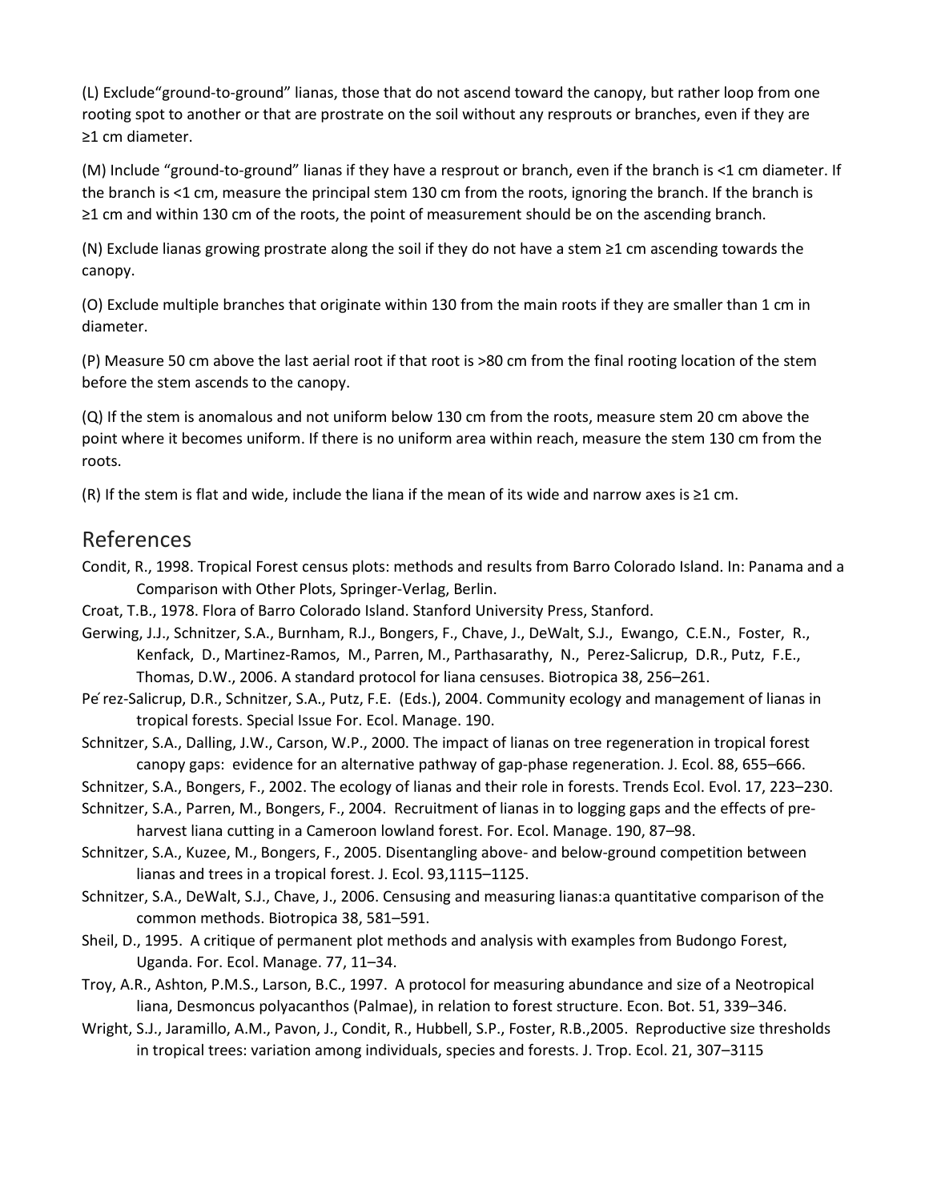(L) Exclude“ground-to-ground” lianas, those that do not ascend toward the canopy, but rather loop from one rooting spot to another or that are prostrate on the soil without any resprouts or branches, even if they are ≥1 cm diameter.

(M) Include “ground-to-ground” lianas if they have a resprout or branch, even if the branch is <1 cm diameter. If the branch is <1 cm, measure the principal stem 130 cm from the roots, ignoring the branch. If the branch is ≥1 cm and within 130 cm of the roots, the point of measurement should be on the ascending branch.

(N) Exclude lianas growing prostrate along the soil if they do not have a stem ≥1 cm ascending towards the canopy.

(O) Exclude multiple branches that originate within 130 from the main roots if they are smaller than 1 cm in diameter.

(P) Measure 50 cm above the last aerial root if that root is >80 cm from the final rooting location of the stem before the stem ascends to the canopy.

(Q) If the stem is anomalous and not uniform below 130 cm from the roots, measure stem 20 cm above the point where it becomes uniform. If there is no uniform area within reach, measure the stem 130 cm from the roots.

(R) If the stem is flat and wide, include the liana if the mean of its wide and narrow axes is ≥1 cm.

## References

Condit, R., 1998. Tropical Forest census plots: methods and results from Barro Colorado Island. In: Panama and a Comparison with Other Plots, Springer-Verlag, Berlin.

Croat, T.B., 1978. Flora of Barro Colorado Island. Stanford University Press, Stanford.

Gerwing, J.J., Schnitzer, S.A., Burnham, R.J., Bongers, F., Chave, J., DeWalt, S.J., Ewango, C.E.N., Foster, R., Kenfack, D., Martinez-Ramos, M., Parren, M., Parthasarathy, N., Perez-Salicrup, D.R., Putz, F.E., Thomas, D.W., 2006. A standard protocol for liana censuses. Biotropica 38, 256–261.

Pe´rez-Salicrup, D.R., Schnitzer, S.A., Putz, F.E. (Eds.), 2004. Community ecology and management of lianas in tropical forests. Special Issue For. Ecol. Manage. 190.

Schnitzer, S.A., Dalling, J.W., Carson, W.P., 2000. The impact of lianas on tree regeneration in tropical forest canopy gaps: evidence for an alternative pathway of gap-phase regeneration. J. Ecol. 88, 655–666.

Schnitzer, S.A., Bongers, F., 2002. The ecology of lianas and their role in forests. Trends Ecol. Evol. 17, 223–230.

Schnitzer, S.A., Parren, M., Bongers, F., 2004. Recruitment of lianas in to logging gaps and the effects of pre-harvest liana cutting in a Cameroon lowland forest. For. Ecol. Manage. 190, 87–98.

Schnitzer, S.A., Kuzee, M., Bongers, F., 2005. Disentangling above- and below-ground competition between lianas and trees in a tropical forest. J. Ecol. 93,1115–1125.

Schnitzer, S.A., DeWalt, S.J., Chave, J., 2006. Censusing and measuring lianas:a quantitative comparison of the common methods. Biotropica 38, 581–591.

Sheil, D., 1995. A critique of permanent plot methods and analysis with examples from Budongo Forest, Uganda. For. Ecol. Manage. 77, 11–34.

Troy, A.R., Ashton, P.M.S., Larson, B.C., 1997. A protocol for measuring abundance and size of a Neotropical liana, Desmoncus polyacanthos (Palmae), in relation to forest structure. Econ. Bot. 51, 339–346.

Wright, S.J., Jaramillo, A.M., Pavon, J., Condit, R., Hubbell, S.P., Foster, R.B.,2005. Reproductive size thresholds in tropical trees: variation among individuals, species and forests. J. Trop. Ecol. 21, 307–3115